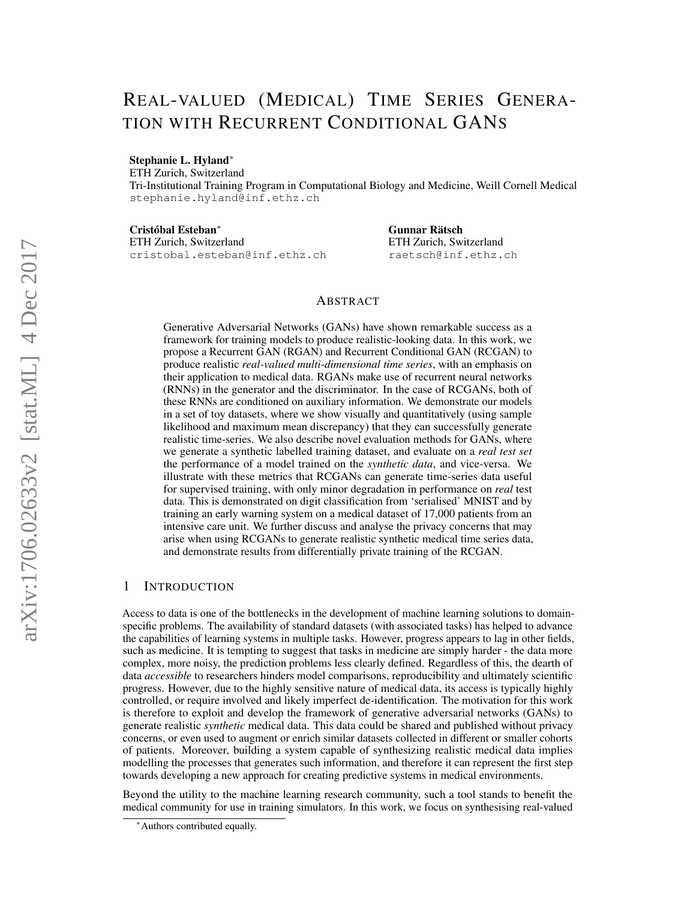# REAL-VALUED (MEDICAL) TIME SERIES GENERATION WITH RECURRENT CONDITIONAL GANS

**Stephanie L. Hyland***
ETH Zurich, Switzerland
Tri-Institutional Training Program in Computational Biology and Medicine, Weill Cornell Medical
stephanie.hyland@inf.ethz.ch

**Cristóbal Esteban***
ETH Zurich, Switzerland
cristobal.esteban@inf.ethz.ch

**Gunnar Rätsch**
ETH Zurich, Switzerland
raetsch@inf.ethz.ch

## ABSTRACT

Generative Adversarial Networks (GANs) have shown remarkable success as a framework for training models to produce realistic-looking data. In this work, we propose a Recurrent GAN (RGAN) and Recurrent Conditional GAN (RCGAN) to produce realistic *real-valued multi-dimensional time series*, with an emphasis on their application to medical data. RGANs make use of recurrent neural networks (RNNs) in the generator and the discriminator. In the case of RCGANs, both of these RNNs are conditioned on auxiliary information. We demonstrate our models in a set of toy datasets, where we show visually and quantitatively (using sample likelihood and maximum mean discrepancy) that they can successfully generate realistic time-series. We also describe novel evaluation methods for GANs, where we generate a synthetic labelled training dataset, and evaluate on a *real test set* the performance of a model trained on the *synthetic data*, and vice-versa. We illustrate with these metrics that RCGANs can generate time-series data useful for supervised training, with only minor degradation in performance on *real* test data. This is demonstrated on digit classification from 'serialised' MNIST and by training an early warning system on a medical dataset of 17,000 patients from an intensive care unit. We further discuss and analyse the privacy concerns that may arise when using RCGANs to generate realistic synthetic medical time series data, and demonstrate results from differentially private training of the RCGAN.

## 1 INTRODUCTION

Access to data is one of the bottlenecks in the development of machine learning solutions to domain-specific problems. The availability of standard datasets (with associated tasks) has helped to advance the capabilities of learning systems in multiple tasks. However, progress appears to lag in other fields, such as medicine. It is tempting to suggest that tasks in medicine are simply harder - the data more complex, more noisy, the prediction problems less clearly defined. Regardless of this, the dearth of data *accessible* to researchers hinders model comparisons, reproducibility and ultimately scientific progress. However, due to the highly sensitive nature of medical data, its access is typically highly controlled, or require involved and likely imperfect de-identification. The motivation for this work is therefore to exploit and develop the framework of generative adversarial networks (GANs) to generate realistic *synthetic* medical data. This data could be shared and published without privacy concerns, or even used to augment or enrich similar datasets collected in different or smaller cohorts of patients. Moreover, building a system capable of synthesizing realistic medical data implies modelling the processes that generates such information, and therefore it can represent the first step towards developing a new approach for creating predictive systems in medical environments.

Beyond the utility to the machine learning research community, such a tool stands to benefit the medical community for use in training simulators. In this work, we focus on synthesising real-valued

*Authors contributed equally.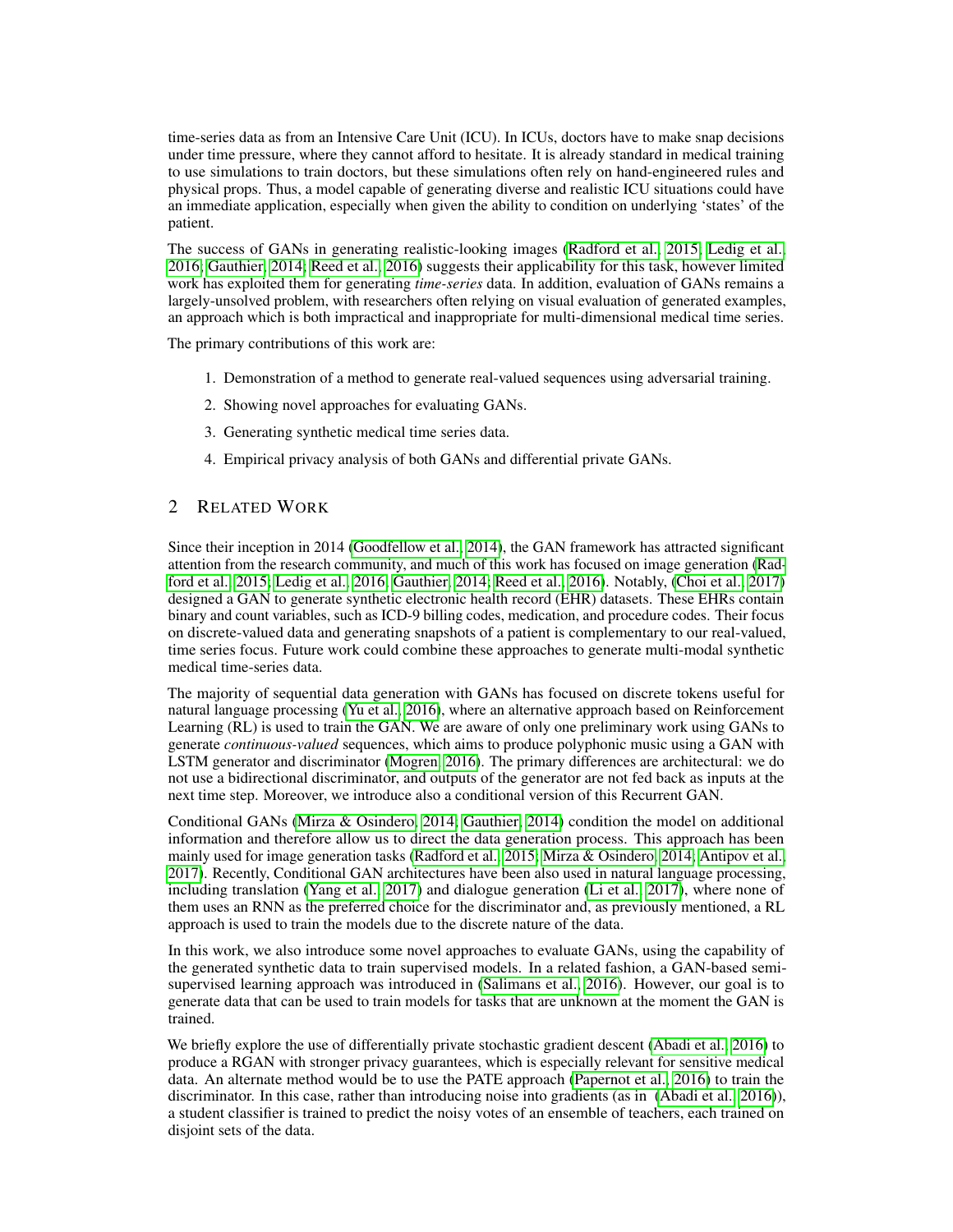time-series data as from an Intensive Care Unit (ICU). In ICUs, doctors have to make snap decisions under time pressure, where they cannot afford to hesitate. It is already standard in medical training to use simulations to train doctors, but these simulations often rely on hand-engineered rules and physical props. Thus, a model capable of generating diverse and realistic ICU situations could have an immediate application, especially when given the ability to condition on underlying 'states' of the patient.

The success of GANs in generating realistic-looking images (Radford et al., 2015; Ledig et al., 2016; Gauthier, 2014; Reed et al., 2016) suggests their applicability for this task, however limited work has exploited them for generating *time-series* data. In addition, evaluation of GANs remains a largely-unsolved problem, with researchers often relying on visual evaluation of generated examples, an approach which is both impractical and inappropriate for multi-dimensional medical time series.

The primary contributions of this work are:

1. Demonstration of a method to generate real-valued sequences using adversarial training.
2. Showing novel approaches for evaluating GANs.
3. Generating synthetic medical time series data.
4. Empirical privacy analysis of both GANs and differential private GANs.

## 2 Related Work

Since their inception in 2014 (Goodfellow et al., 2014), the GAN framework has attracted significant attention from the research community, and much of this work has focused on image generation (Radford et al., 2015; Ledig et al., 2016; Gauthier, 2014; Reed et al., 2016). Notably, (Choi et al., 2017) designed a GAN to generate synthetic electronic health record (EHR) datasets. These EHRs contain binary and count variables, such as ICD-9 billing codes, medication, and procedure codes. Their focus on discrete-valued data and generating snapshots of a patient is complementary to our real-valued, time series focus. Future work could combine these approaches to generate multi-modal synthetic medical time-series data.

The majority of sequential data generation with GANs has focused on discrete tokens useful for natural language processing (Yu et al., 2016), where an alternative approach based on Reinforcement Learning (RL) is used to train the GAN. We are aware of only one preliminary work using GANs to generate *continuous-valued* sequences, which aims to produce polyphonic music using a GAN with LSTM generator and discriminator (Mogren, 2016). The primary differences are architectural: we do not use a bidirectional discriminator, and outputs of the generator are not fed back as inputs at the next time step. Moreover, we introduce also a conditional version of this Recurrent GAN.

Conditional GANs (Mirza & Osindero, 2014; Gauthier, 2014) condition the model on additional information and therefore allow us to direct the data generation process. This approach has been mainly used for image generation tasks (Radford et al., 2015; Mirza & Osindero, 2014; Antipov et al., 2017). Recently, Conditional GAN architectures have been also used in natural language processing, including translation (Yang et al., 2017) and dialogue generation (Li et al., 2017), where none of them uses an RNN as the preferred choice for the discriminator and, as previously mentioned, a RL approach is used to train the models due to the discrete nature of the data.

In this work, we also introduce some novel approaches to evaluate GANs, using the capability of the generated synthetic data to train supervised models. In a related fashion, a GAN-based semi-supervised learning approach was introduced in (Salimans et al., 2016). However, our goal is to generate data that can be used to train models for tasks that are unknown at the moment the GAN is trained.

We briefly explore the use of differentially private stochastic gradient descent (Abadi et al., 2016) to produce a RGAN with stronger privacy guarantees, which is especially relevant for sensitive medical data. An alternate method would be to use the PATE approach (Papernot et al., 2016) to train the discriminator. In this case, rather than introducing noise into gradients (as in (Abadi et al., 2016)), a student classifier is trained to predict the noisy votes of an ensemble of teachers, each trained on disjoint sets of the data.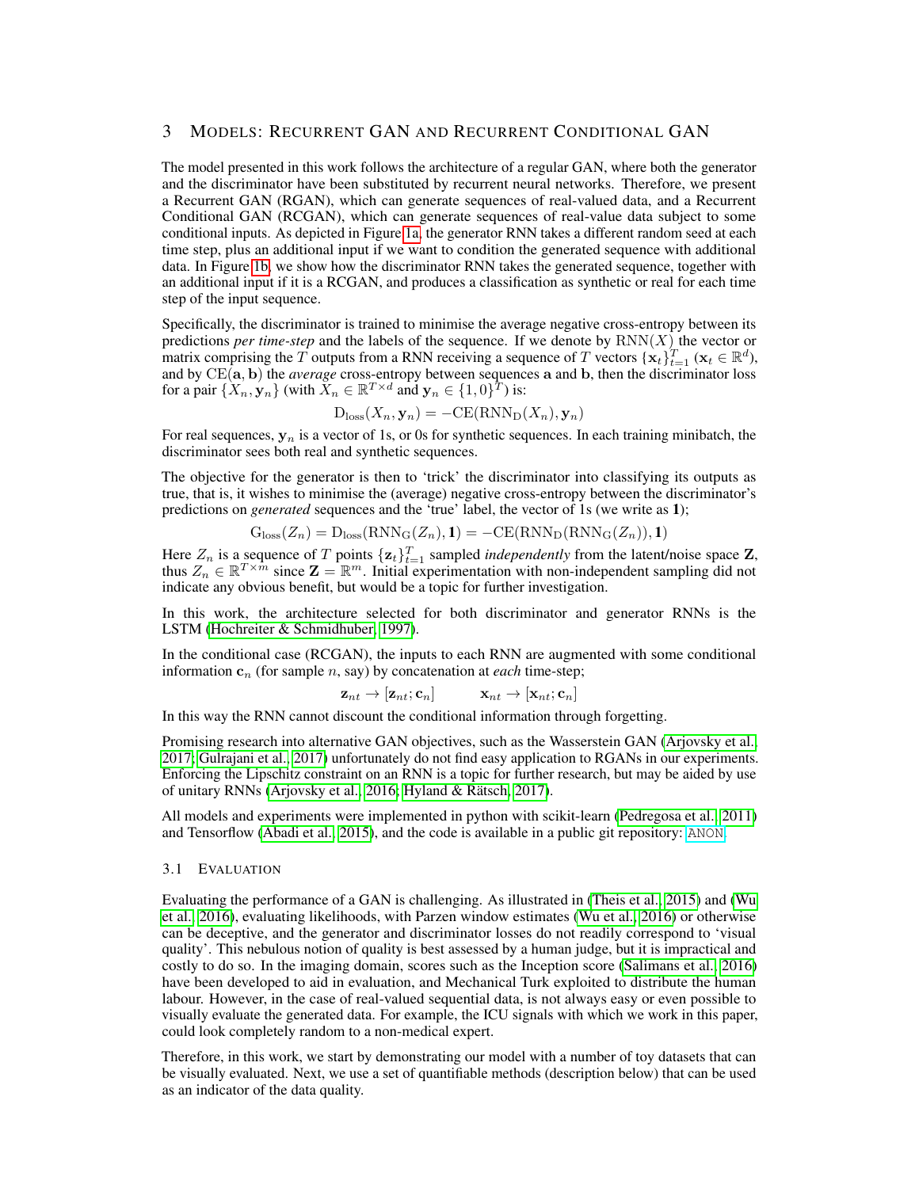# 3 Models: Recurrent GAN and Recurrent Conditional GAN

The model presented in this work follows the architecture of a regular GAN, where both the generator and the discriminator have been substituted by recurrent neural networks. Therefore, we present a Recurrent GAN (RGAN), which can generate sequences of real-valued data, and a Recurrent Conditional GAN (RCGAN), which can generate sequences of real-value data subject to some conditional inputs. As depicted in Figure 1a, the generator RNN takes a different random seed at each time step, plus an additional input if we want to condition the generated sequence with additional data. In Figure 1b, we show how the discriminator RNN takes the generated sequence, together with an additional input if it is a RCGAN, and produces a classification as synthetic or real for each time step of the input sequence.

Specifically, the discriminator is trained to minimise the average negative cross-entropy between its predictions *per time-step* and the labels of the sequence. If we denote by $\mathrm{RNN}(X)$ the vector or matrix comprising the $T$ outputs from a RNN receiving a sequence of $T$ vectors $\{\mathbf{x}_t\}_{t=1}^{T}$ ($\mathbf{x}_t \in \mathbb{R}^d$), and by $\mathrm{CE}(\mathbf{a}, \mathbf{b})$ the *average* cross-entropy between sequences $\mathbf{a}$ and $\mathbf{b}$, then the discriminator loss for a pair $\{X_n, \mathbf{y}_n\}$ (with $X_n \in \mathbb{R}^{T\times d}$ and $\mathbf{y}_n \in \{1, 0\}^T$) is:

$$\mathrm{D}_{\mathrm{loss}}(X_n, \mathbf{y}_n) = -\mathrm{CE}(\mathrm{RNN}_{\mathrm{D}}(X_n), \mathbf{y}_n)$$

For real sequences, $\mathbf{y}_n$ is a vector of 1s, or 0s for synthetic sequences. In each training minibatch, the discriminator sees both real and synthetic sequences.

The objective for the generator is then to 'trick' the discriminator into classifying its outputs as true, that is, it wishes to minimise the (average) negative cross-entropy between the discriminator's predictions on *generated* sequences and the 'true' label, the vector of 1s (we write as $\mathbf{1}$);

$$\mathrm{G}_{\mathrm{loss}}(Z_n) = \mathrm{D}_{\mathrm{loss}}(\mathrm{RNN}_{\mathrm{G}}(Z_n), \mathbf{1}) = -\mathrm{CE}(\mathrm{RNN}_{\mathrm{D}}(\mathrm{RNN}_{\mathrm{G}}(Z_n)), \mathbf{1})$$

Here $Z_n$ is a sequence of $T$ points $\{\mathbf{z}_t\}_{t=1}^{T}$ sampled *independently* from the latent/noise space $\mathbf{Z}$, thus $Z_n \in \mathbb{R}^{T\times m}$ since $\mathbf{Z} = \mathbb{R}^m$. Initial experimentation with non-independent sampling did not indicate any obvious benefit, but would be a topic for further investigation.

In this work, the architecture selected for both discriminator and generator RNNs is the LSTM (Hochreiter & Schmidhuber, 1997).

In the conditional case (RCGAN), the inputs to each RNN are augmented with some conditional information $\mathbf{c}_n$ (for sample $n$, say) by concatenation at *each* time-step;

$$\mathbf{z}_{nt} \rightarrow [\mathbf{z}_{nt}; \mathbf{c}_n] \qquad \mathbf{x}_{nt} \rightarrow [\mathbf{x}_{nt}; \mathbf{c}_n]$$

In this way the RNN cannot discount the conditional information through forgetting.

Promising research into alternative GAN objectives, such as the Wasserstein GAN (Arjovsky et al., 2017; Gulrajani et al., 2017) unfortunately do not find easy application to RGANs in our experiments. Enforcing the Lipschitz constraint on an RNN is a topic for further research, but may be aided by use of unitary RNNs (Arjovsky et al., 2016; Hyland & Rätsch, 2017).

All models and experiments were implemented in python with scikit-learn (Pedregosa et al., 2011) and Tensorflow (Abadi et al., 2015), and the code is available in a public git repository: ANON.

## 3.1 Evaluation

Evaluating the performance of a GAN is challenging. As illustrated in (Theis et al., 2015) and (Wu et al., 2016), evaluating likelihoods, with Parzen window estimates (Wu et al., 2016) or otherwise can be deceptive, and the generator and discriminator losses do not readily correspond to 'visual quality'. This nebulous notion of quality is best assessed by a human judge, but it is impractical and costly to do so. In the imaging domain, scores such as the Inception score (Salimans et al., 2016) have been developed to aid in evaluation, and Mechanical Turk exploited to distribute the human labour. However, in the case of real-valued sequential data, is not always easy or even possible to visually evaluate the generated data. For example, the ICU signals with which we work in this paper, could look completely random to a non-medical expert.

Therefore, in this work, we start by demonstrating our model with a number of toy datasets that can be visually evaluated. Next, we use a set of quantifiable methods (description below) that can be used as an indicator of the data quality.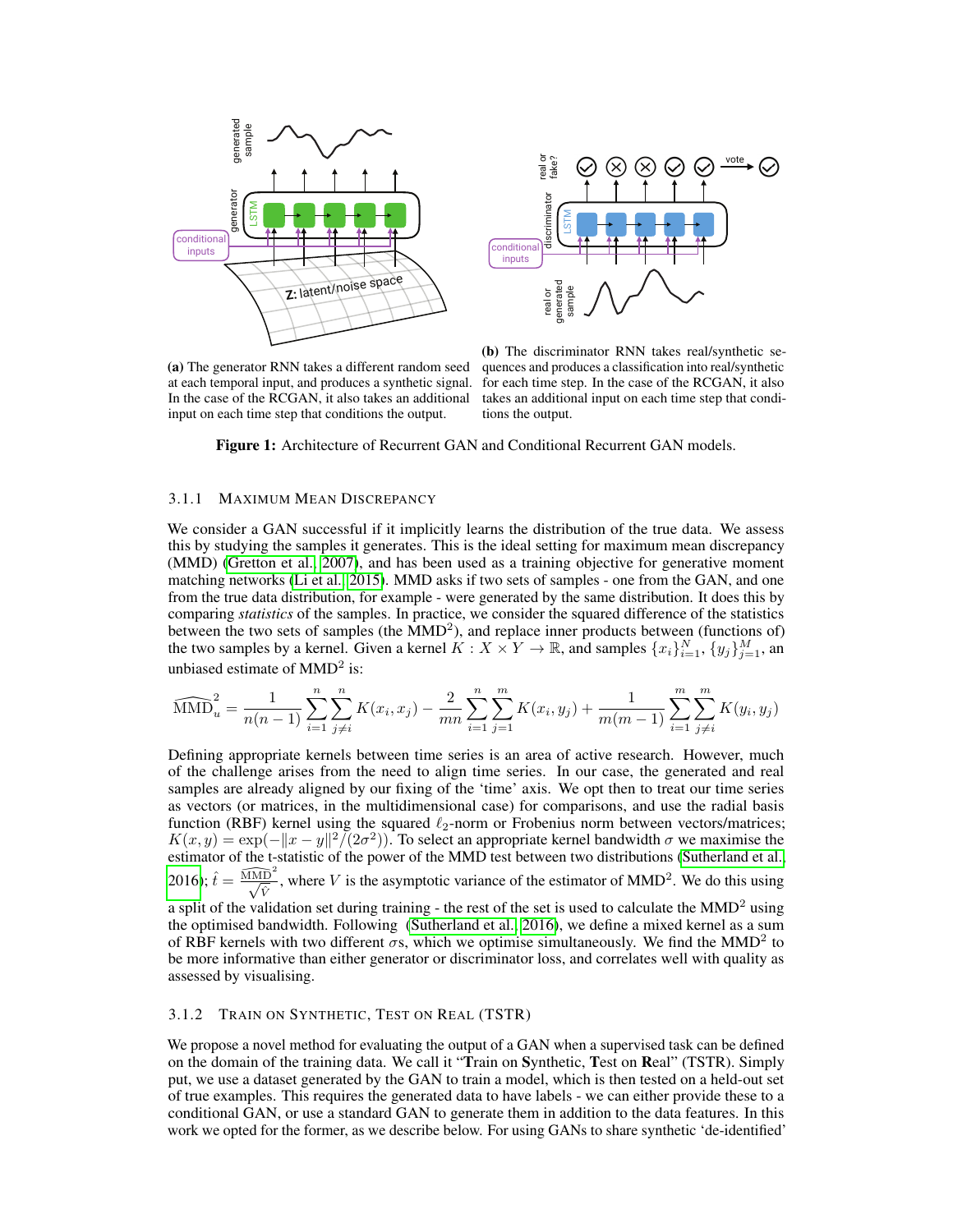(a) The generator RNN takes a different random seed at each temporal input, and produces a synthetic signal. In the case of the RCGAN, it also takes an additional input on each time step that conditions the output.

(b) The discriminator RNN takes real/synthetic sequences and produces a classification into real/synthetic for each time step. In the case of the RCGAN, it also takes an additional input on each time step that conditions the output.

**Figure 1:** Architecture of Recurrent GAN and Conditional Recurrent GAN models.

#### 3.1.1 Maximum Mean Discrepancy

We consider a GAN successful if it implicitly learns the distribution of the true data. We assess this by studying the samples it generates. This is the ideal setting for maximum mean discrepancy (MMD) (Gretton et al., 2007), and has been used as a training objective for generative moment matching networks (Li et al., 2015). MMD asks if two sets of samples - one from the GAN, and one from the true data distribution, for example - were generated by the same distribution. It does this by comparing *statistics* of the samples. In practice, we consider the squared difference of the statistics between the two sets of samples (the $\text{MMD}^2$), and replace inner products between (functions of) the two samples by a kernel. Given a kernel $K : X \times Y \to \mathbb{R}$, and samples $\{x_i\}_{i=1}^N$, $\{y_j\}_{j=1}^M$, an unbiased estimate of $\text{MMD}^2$ is:

$$\widehat{\text{MMD}}_u^2 = \frac{1}{n(n-1)} \sum_{i=1}^{n} \sum_{j \neq i}^{n} K(x_i, x_j) - \frac{2}{mn} \sum_{i=1}^{n} \sum_{j=1}^{m} K(x_i, y_j) + \frac{1}{m(m-1)} \sum_{i=1}^{m} \sum_{j \neq i}^{m} K(y_i, y_j)$$

Defining appropriate kernels between time series is an area of active research. However, much of the challenge arises from the need to align time series. In our case, the generated and real samples are already aligned by our fixing of the 'time' axis. We opt then to treat our time series as vectors (or matrices, in the multidimensional case) for comparisons, and use the radial basis function (RBF) kernel using the squared $\ell_2$-norm or Frobenius norm between vectors/matrices; $K(x, y) = \exp(-\|x - y\|^2/(2\sigma^2))$. To select an appropriate kernel bandwidth $\sigma$ we maximise the estimator of the t-statistic of the power of the MMD test between two distributions (Sutherland et al., 2016); $\hat{t} = \frac{\widehat{\text{MMD}}^2}{\sqrt{\hat{V}}}$, where $V$ is the asymptotic variance of the estimator of $\text{MMD}^2$. We do this using a split of the validation set during training - the rest of the set is used to calculate the $\text{MMD}^2$ using the optimised bandwidth. Following (Sutherland et al., 2016), we define a mixed kernel as a sum of RBF kernels with two different $\sigma$s, which we optimise simultaneously. We find the $\text{MMD}^2$ to be more informative than either generator or discriminator loss, and correlates well with quality as assessed by visualising.

#### 3.1.2 Train on Synthetic, Test on Real (TSTR)

We propose a novel method for evaluating the output of a GAN when a supervised task can be defined on the domain of the training data. We call it "**T**rain on **S**ynthetic, **T**est on **R**eal" (TSTR). Simply put, we use a dataset generated by the GAN to train a model, which is then tested on a held-out set of true examples. This requires the generated data to have labels - we can either provide these to a conditional GAN, or use a standard GAN to generate them in addition to the data features. In this work we opted for the former, as we describe below. For using GANs to share synthetic 'de-identified'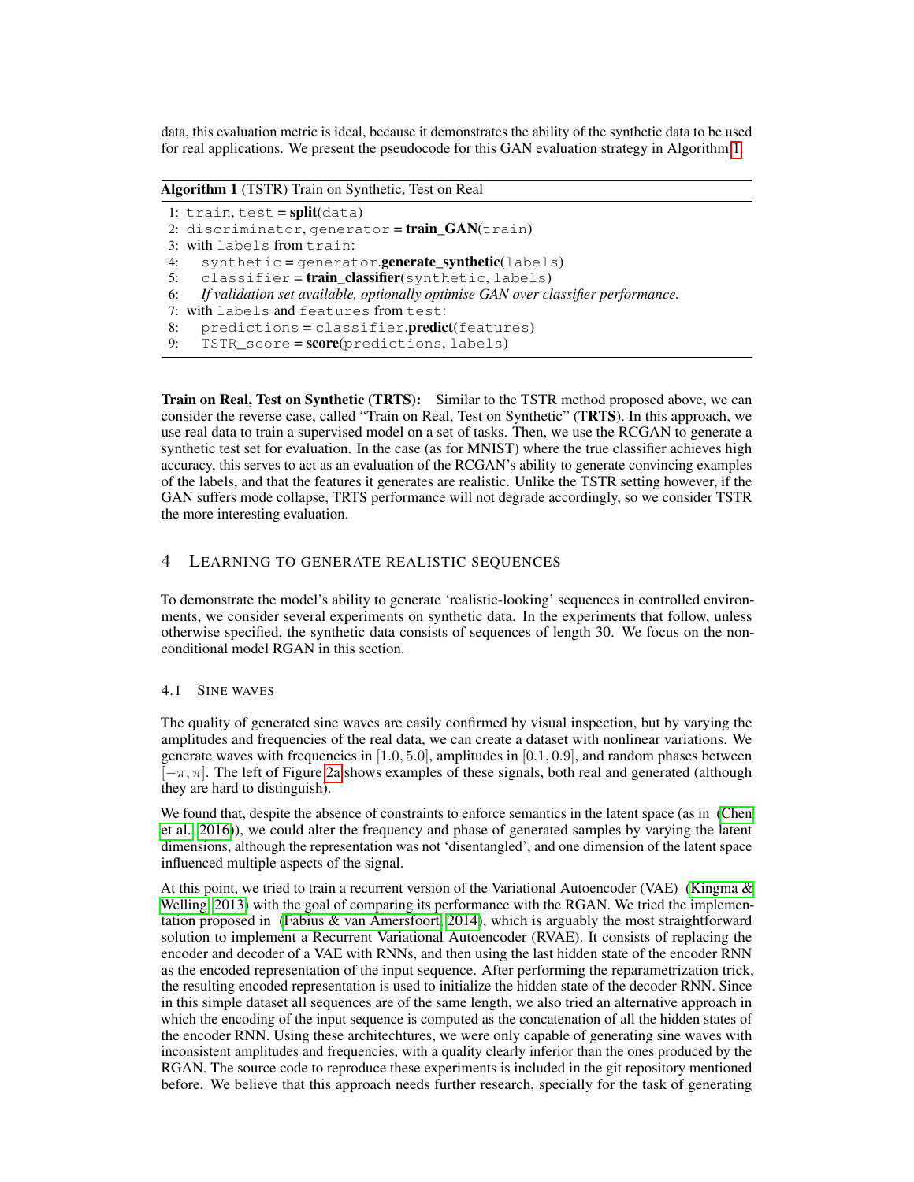data, this evaluation metric is ideal, because it demonstrates the ability of the synthetic data to be used for real applications. We present the pseudocode for this GAN evaluation strategy in Algorithm 1.

**Algorithm 1** (TSTR) Train on Synthetic, Test on Real

```
1: train, test = split(data)
2: discriminator, generator = train_GAN(train)
3: with labels from train:
4:    synthetic = generator.generate_synthetic(labels)
5:    classifier = train_classifier(synthetic, labels)
6:    If validation set available, optionally optimise GAN over classifier performance.
7: with labels and features from test:
8:    predictions = classifier.predict(features)
9:    TSTR_score = score(predictions, labels)
```

**Train on Real, Test on Synthetic (TRTS):** Similar to the TSTR method proposed above, we can consider the reverse case, called "Train on Real, Test on Synthetic" (T**R**T**S**). In this approach, we use real data to train a supervised model on a set of tasks. Then, we use the RCGAN to generate a synthetic test set for evaluation. In the case (as for MNIST) where the true classifier achieves high accuracy, this serves to act as an evaluation of the RCGAN's ability to generate convincing examples of the labels, and that the features it generates are realistic. Unlike the TSTR setting however, if the GAN suffers mode collapse, TRTS performance will not degrade accordingly, so we consider TSTR the more interesting evaluation.

## 4 Learning to generate realistic sequences

To demonstrate the model's ability to generate 'realistic-looking' sequences in controlled environments, we consider several experiments on synthetic data. In the experiments that follow, unless otherwise specified, the synthetic data consists of sequences of length 30. We focus on the non-conditional model RGAN in this section.

### 4.1 Sine waves

The quality of generated sine waves are easily confirmed by visual inspection, but by varying the amplitudes and frequencies of the real data, we can create a dataset with nonlinear variations. We generate waves with frequencies in $[1.0, 5.0]$, amplitudes in $[0.1, 0.9]$, and random phases between $[-\pi, \pi]$. The left of Figure 2a shows examples of these signals, both real and generated (although they are hard to distinguish).

We found that, despite the absence of constraints to enforce semantics in the latent space (as in (Chen et al., 2016)), we could alter the frequency and phase of generated samples by varying the latent dimensions, although the representation was not 'disentangled', and one dimension of the latent space influenced multiple aspects of the signal.

At this point, we tried to train a recurrent version of the Variational Autoencoder (VAE) (Kingma & Welling, 2013) with the goal of comparing its performance with the RGAN. We tried the implementation proposed in (Fabius & van Amersfoort, 2014), which is arguably the most straightforward solution to implement a Recurrent Variational Autoencoder (RVAE). It consists of replacing the encoder and decoder of a VAE with RNNs, and then using the last hidden state of the encoder RNN as the encoded representation of the input sequence. After performing the reparametrization trick, the resulting encoded representation is used to initialize the hidden state of the decoder RNN. Since in this simple dataset all sequences are of the same length, we also tried an alternative approach in which the encoding of the input sequence is computed as the concatenation of all the hidden states of the encoder RNN. Using these architechtures, we were only capable of generating sine waves with inconsistent amplitudes and frequencies, with a quality clearly inferior than the ones produced by the RGAN. The source code to reproduce these experiments is included in the git repository mentioned before. We believe that this approach needs further research, specially for the task of generating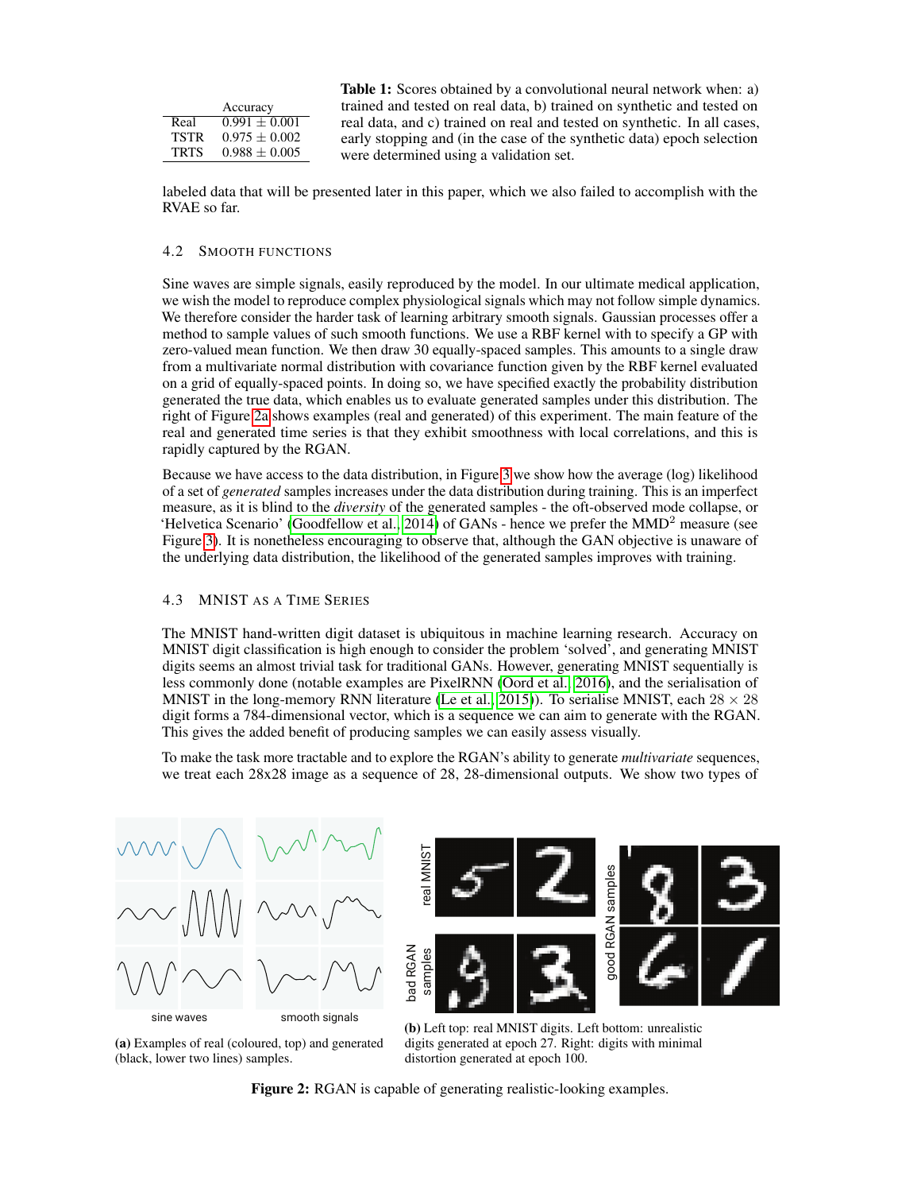| | Accuracy |
|---|---|
| Real | $0.991 \pm 0.001$ |
| TSTR | $0.975 \pm 0.002$ |
| TRTS | $0.988 \pm 0.005$ |

**Table 1:** Scores obtained by a convolutional neural network when: a) trained and tested on real data, b) trained on synthetic and tested on real data, and c) trained on real and tested on synthetic. In all cases, early stopping and (in the case of the synthetic data) epoch selection were determined using a validation set.

labeled data that will be presented later in this paper, which we also failed to accomplish with the RVAE so far.

### 4.2 Smooth functions

Sine waves are simple signals, easily reproduced by the model. In our ultimate medical application, we wish the model to reproduce complex physiological signals which may not follow simple dynamics. We therefore consider the harder task of learning arbitrary smooth signals. Gaussian processes offer a method to sample values of such smooth functions. We use a RBF kernel with to specify a GP with zero-valued mean function. We then draw 30 equally-spaced samples. This amounts to a single draw from a multivariate normal distribution with covariance function given by the RBF kernel evaluated on a grid of equally-spaced points. In doing so, we have specified exactly the probability distribution generated the true data, which enables us to evaluate generated samples under this distribution. The right of Figure 2a shows examples (real and generated) of this experiment. The main feature of the real and generated time series is that they exhibit smoothness with local correlations, and this is rapidly captured by the RGAN.

Because we have access to the data distribution, in Figure 3 we show how the average (log) likelihood of a set of *generated* samples increases under the data distribution during training. This is an imperfect measure, as it is blind to the *diversity* of the generated samples - the oft-observed mode collapse, or 'Helvetica Scenario' (Goodfellow et al., 2014) of GANs - hence we prefer the MMD$^2$ measure (see Figure 3). It is nonetheless encouraging to observe that, although the GAN objective is unaware of the underlying data distribution, the likelihood of the generated samples improves with training.

### 4.3 MNIST as a Time Series

The MNIST hand-written digit dataset is ubiquitous in machine learning research. Accuracy on MNIST digit classification is high enough to consider the problem 'solved', and generating MNIST digits seems an almost trivial task for traditional GANs. However, generating MNIST sequentially is less commonly done (notable examples are PixelRNN (Oord et al., 2016), and the serialisation of MNIST in the long-memory RNN literature (Le et al., 2015)). To serialise MNIST, each $28 \times 28$ digit forms a 784-dimensional vector, which is a sequence we can aim to generate with the RGAN. This gives the added benefit of producing samples we can easily assess visually.

To make the task more tractable and to explore the RGAN's ability to generate *multivariate* sequences, we treat each 28x28 image as a sequence of 28, 28-dimensional outputs. We show two types of

**(a)** Examples of real (coloured, top) and generated (black, lower two lines) samples.

**(b)** Left top: real MNIST digits. Left bottom: unrealistic digits generated at epoch 27. Right: digits with minimal distortion generated at epoch 100.

**Figure 2:** RGAN is capable of generating realistic-looking examples.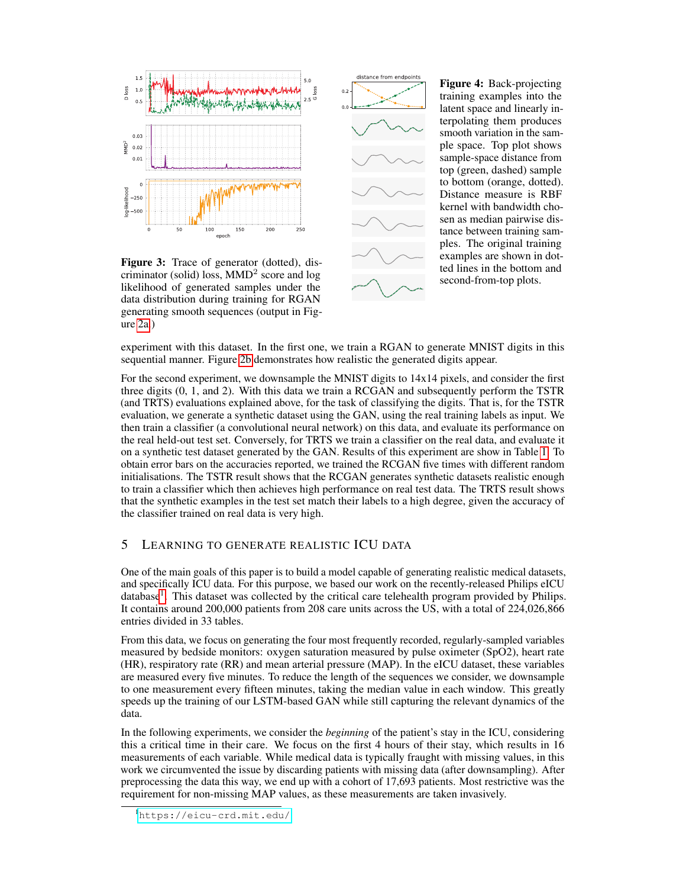Figure 3: Trace of generator (dotted), discriminator (solid) loss, MMD$^2$ score and log likelihood of generated samples under the data distribution during training for RGAN generating smooth sequences (output in Figure 2a)

Figure 4: Back-projecting training examples into the latent space and linearly interpolating them produces smooth variation in the sample space. Top plot shows sample-space distance from top (green, dashed) sample to bottom (orange, dotted). Distance measure is RBF kernel with bandwidth chosen as median pairwise distance between training samples. The original training examples are shown in dotted lines in the bottom and second-from-top plots.

experiment with this dataset. In the first one, we train a RGAN to generate MNIST digits in this sequential manner. Figure 2b demonstrates how realistic the generated digits appear.

For the second experiment, we downsample the MNIST digits to 14x14 pixels, and consider the first three digits (0, 1, and 2). With this data we train a RCGAN and subsequently perform the TSTR (and TRTS) evaluations explained above, for the task of classifying the digits. That is, for the TSTR evaluation, we generate a synthetic dataset using the GAN, using the real training labels as input. We then train a classifier (a convolutional neural network) on this data, and evaluate its performance on the real held-out test set. Conversely, for TRTS we train a classifier on the real data, and evaluate it on a synthetic test dataset generated by the GAN. Results of this experiment are show in Table 1. To obtain error bars on the accuracies reported, we trained the RCGAN five times with different random initialisations. The TSTR result shows that the RCGAN generates synthetic datasets realistic enough to train a classifier which then achieves high performance on real test data. The TRTS result shows that the synthetic examples in the test set match their labels to a high degree, given the accuracy of the classifier trained on real data is very high.

## 5 Learning to Generate Realistic ICU Data

One of the main goals of this paper is to build a model capable of generating realistic medical datasets, and specifically ICU data. For this purpose, we based our work on the recently-released Philips eICU database[1]. This dataset was collected by the critical care telehealth program provided by Philips. It contains around 200,000 patients from 208 care units across the US, with a total of 224,026,866 entries divided in 33 tables.

From this data, we focus on generating the four most frequently recorded, regularly-sampled variables measured by bedside monitors: oxygen saturation measured by pulse oximeter (SpO2), heart rate (HR), respiratory rate (RR) and mean arterial pressure (MAP). In the eICU dataset, these variables are measured every five minutes. To reduce the length of the sequences we consider, we downsample to one measurement every fifteen minutes, taking the median value in each window. This greatly speeds up the training of our LSTM-based GAN while still capturing the relevant dynamics of the data.

In the following experiments, we consider the *beginning* of the patient's stay in the ICU, considering this a critical time in their care. We focus on the first 4 hours of their stay, which results in 16 measurements of each variable. While medical data is typically fraught with missing values, in this work we circumvented the issue by discarding patients with missing data (after downsampling). After preprocessing the data this way, we end up with a cohort of 17,693 patients. Most restrictive was the requirement for non-missing MAP values, as these measurements are taken invasively.

[1] https://eicu-crd.mit.edu/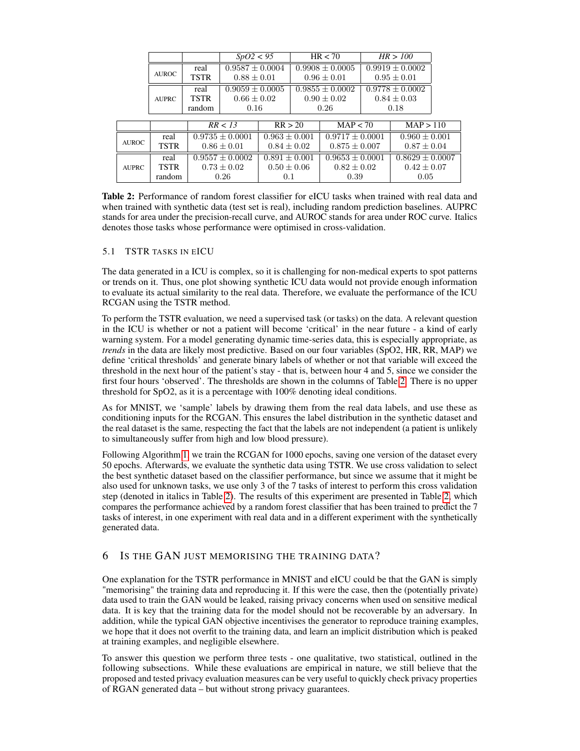| | | *SpO2 < 95* | HR < 70 | *HR > 100* |
|---|---|---|---|---|
| AUROC | real | $0.9587 \pm 0.0004$ | $0.9908 \pm 0.0005$ | $0.9919 \pm 0.0002$ |
| | TSTR | $0.88 \pm 0.01$ | $0.96 \pm 0.01$ | $0.95 \pm 0.01$ |
| AUPRC | real | $0.9059 \pm 0.0005$ | $0.9855 \pm 0.0002$ | $0.9778 \pm 0.0002$ |
| | TSTR | $0.66 \pm 0.02$ | $0.90 \pm 0.02$ | $0.84 \pm 0.03$ |
| | random | 0.16 | 0.26 | 0.18 |

| | | *RR < 13* | RR > 20 | MAP < 70 | MAP > 110 |
|---|---|---|---|---|---|
| AUROC | real | $0.9735 \pm 0.0001$ | $0.963 \pm 0.001$ | $0.9717 \pm 0.0001$ | $0.960 \pm 0.001$ |
| | TSTR | $0.86 \pm 0.01$ | $0.84 \pm 0.02$ | $0.875 \pm 0.007$ | $0.87 \pm 0.04$ |
| AUPRC | real | $0.9557 \pm 0.0002$ | $0.891 \pm 0.001$ | $0.9653 \pm 0.0001$ | $0.8629 \pm 0.0007$ |
| | TSTR | $0.73 \pm 0.02$ | $0.50 \pm 0.06$ | $0.82 \pm 0.02$ | $0.42 \pm 0.07$ |
| | random | 0.26 | 0.1 | 0.39 | 0.05 |

**Table 2:** Performance of random forest classifier for eICU tasks when trained with real data and when trained with synthetic data (test set is real), including random prediction baselines. AUPRC stands for area under the precision-recall curve, and AUROC stands for area under ROC curve. Italics denotes those tasks whose performance were optimised in cross-validation.

### 5.1 TSTR TASKS IN EICU

The data generated in a ICU is complex, so it is challenging for non-medical experts to spot patterns or trends on it. Thus, one plot showing synthetic ICU data would not provide enough information to evaluate its actual similarity to the real data. Therefore, we evaluate the performance of the ICU RCGAN using the TSTR method.

To perform the TSTR evaluation, we need a supervised task (or tasks) on the data. A relevant question in the ICU is whether or not a patient will become 'critical' in the near future - a kind of early warning system. For a model generating dynamic time-series data, this is especially appropriate, as *trends* in the data are likely most predictive. Based on our four variables (SpO2, HR, RR, MAP) we define 'critical thresholds' and generate binary labels of whether or not that variable will exceed the threshold in the next hour of the patient's stay - that is, between hour 4 and 5, since we consider the first four hours 'observed'. The thresholds are shown in the columns of Table 2. There is no upper threshold for SpO2, as it is a percentage with 100% denoting ideal conditions.

As for MNIST, we 'sample' labels by drawing them from the real data labels, and use these as conditioning inputs for the RCGAN. This ensures the label distribution in the synthetic dataset and the real dataset is the same, respecting the fact that the labels are not independent (a patient is unlikely to simultaneously suffer from high and low blood pressure).

Following Algorithm 1, we train the RCGAN for 1000 epochs, saving one version of the dataset every 50 epochs. Afterwards, we evaluate the synthetic data using TSTR. We use cross validation to select the best synthetic dataset based on the classifier performance, but since we assume that it might be also used for unknown tasks, we use only 3 of the 7 tasks of interest to perform this cross validation step (denoted in italics in Table 2). The results of this experiment are presented in Table 2, which compares the performance achieved by a random forest classifier that has been trained to predict the 7 tasks of interest, in one experiment with real data and in a different experiment with the synthetically generated data.

## 6 IS THE GAN JUST MEMORISING THE TRAINING DATA?

One explanation for the TSTR performance in MNIST and eICU could be that the GAN is simply "memorising" the training data and reproducing it. If this were the case, then the (potentially private) data used to train the GAN would be leaked, raising privacy concerns when used on sensitive medical data. It is key that the training data for the model should not be recoverable by an adversary. In addition, while the typical GAN objective incentivises the generator to reproduce training examples, we hope that it does not overfit to the training data, and learn an implicit distribution which is peaked at training examples, and negligible elsewhere.

To answer this question we perform three tests - one qualitative, two statistical, outlined in the following subsections. While these evaluations are empirical in nature, we still believe that the proposed and tested privacy evaluation measures can be very useful to quickly check privacy properties of RGAN generated data – but without strong privacy guarantees.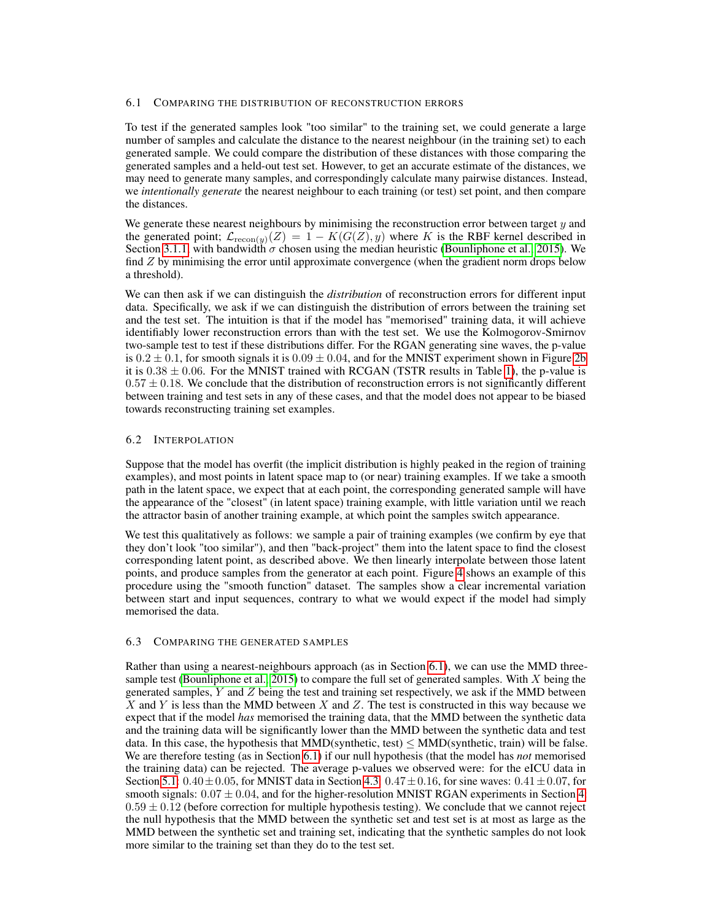### 6.1 Comparing the distribution of reconstruction errors

To test if the generated samples look "too similar" to the training set, we could generate a large number of samples and calculate the distance to the nearest neighbour (in the training set) to each generated sample. We could compare the distribution of these distances with those comparing the generated samples and a held-out test set. However, to get an accurate estimate of the distances, we may need to generate many samples, and correspondingly calculate many pairwise distances. Instead, we *intentionally generate* the nearest neighbour to each training (or test) set point, and then compare the distances.

We generate these nearest neighbours by minimising the reconstruction error between target $y$ and the generated point; $\mathcal{L}_{\text{recon}(y)}(Z) = 1 - K(G(Z), y)$ where $K$ is the RBF kernel described in Section 3.1.1 with bandwidth $\sigma$ chosen using the median heuristic (Bounliphone et al., 2015). We find $Z$ by minimising the error until approximate convergence (when the gradient norm drops below a threshold).

We can then ask if we can distinguish the *distribution* of reconstruction errors for different input data. Specifically, we ask if we can distinguish the distribution of errors between the training set and the test set. The intuition is that if the model has "memorised" training data, it will achieve identifiably lower reconstruction errors than with the test set. We use the Kolmogorov-Smirnov two-sample test to test if these distributions differ. For the RGAN generating sine waves, the p-value is $0.2 \pm 0.1$, for smooth signals it is $0.09 \pm 0.04$, and for the MNIST experiment shown in Figure 2b it is $0.38 \pm 0.06$. For the MNIST trained with RCGAN (TSTR results in Table 1), the p-value is $0.57 \pm 0.18$. We conclude that the distribution of reconstruction errors is not significantly different between training and test sets in any of these cases, and that the model does not appear to be biased towards reconstructing training set examples.

### 6.2 Interpolation

Suppose that the model has overfit (the implicit distribution is highly peaked in the region of training examples), and most points in latent space map to (or near) training examples. If we take a smooth path in the latent space, we expect that at each point, the corresponding generated sample will have the appearance of the "closest" (in latent space) training example, with little variation until we reach the attractor basin of another training example, at which point the samples switch appearance.

We test this qualitatively as follows: we sample a pair of training examples (we confirm by eye that they don't look "too similar"), and then "back-project" them into the latent space to find the closest corresponding latent point, as described above. We then linearly interpolate between those latent points, and produce samples from the generator at each point. Figure 4 shows an example of this procedure using the "smooth function" dataset. The samples show a clear incremental variation between start and input sequences, contrary to what we would expect if the model had simply memorised the data.

### 6.3 Comparing the generated samples

Rather than using a nearest-neighbours approach (as in Section 6.1), we can use the MMD three-sample test (Bounliphone et al., 2015) to compare the full set of generated samples. With $X$ being the generated samples, $Y$ and $Z$ being the test and training set respectively, we ask if the MMD between $X$ and $Y$ is less than the MMD between $X$ and $Z$. The test is constructed in this way because we expect that if the model *has* memorised the training data, that the MMD between the synthetic data and the training data will be significantly lower than the MMD between the synthetic data and test data. In this case, the hypothesis that MMD(synthetic, test) $\leq$ MMD(synthetic, train) will be false. We are therefore testing (as in Section 6.1) if our null hypothesis (that the model has *not* memorised the training data) can be rejected. The average p-values we observed were: for the eICU data in Section 5.1: $0.40 \pm 0.05$, for MNIST data in Section 4.3: $0.47 \pm 0.16$, for sine waves: $0.41 \pm 0.07$, for smooth signals: $0.07 \pm 0.04$, and for the higher-resolution MNIST RGAN experiments in Section 4: $0.59 \pm 0.12$ (before correction for multiple hypothesis testing). We conclude that we cannot reject the null hypothesis that the MMD between the synthetic set and test set is at most as large as the MMD between the synthetic set and training set, indicating that the synthetic samples do not look more similar to the training set than they do to the test set.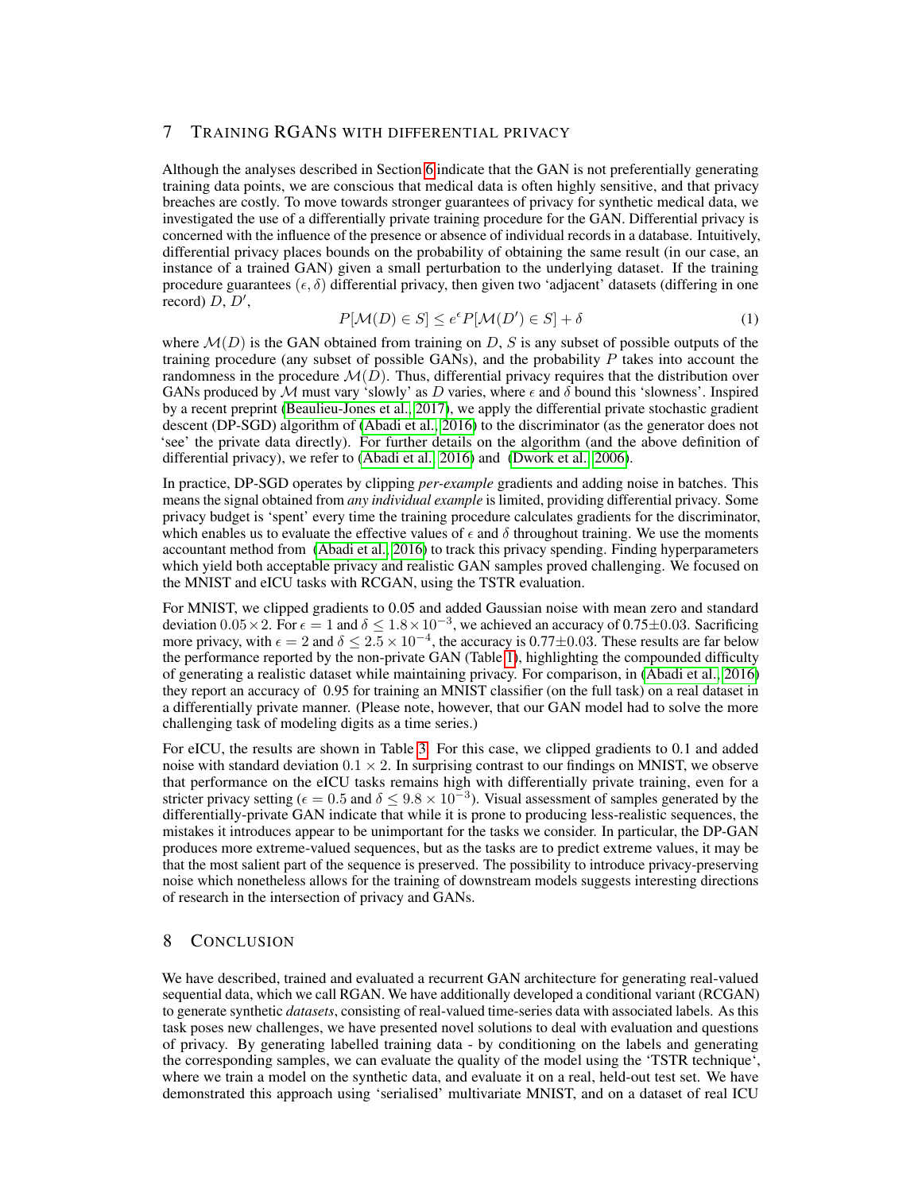## 7 TRAINING RGANs WITH DIFFERENTIAL PRIVACY

Although the analyses described in Section 6 indicate that the GAN is not preferentially generating training data points, we are conscious that medical data is often highly sensitive, and that privacy breaches are costly. To move towards stronger guarantees of privacy for synthetic medical data, we investigated the use of a differentially private training procedure for the GAN. Differential privacy is concerned with the influence of the presence or absence of individual records in a database. Intuitively, differential privacy places bounds on the probability of obtaining the same result (in our case, an instance of a trained GAN) given a small perturbation to the underlying dataset. If the training procedure guarantees $(\epsilon, \delta)$ differential privacy, then given two 'adjacent' datasets (differing in one record) $D$, $D'$,

$$P[\mathcal{M}(D) \in S] \leq e^{\epsilon} P[\mathcal{M}(D') \in S] + \delta \tag{1}$$

where $\mathcal{M}(D)$ is the GAN obtained from training on $D$, $S$ is any subset of possible outputs of the training procedure (any subset of possible GANs), and the probability $P$ takes into account the randomness in the procedure $\mathcal{M}(D)$. Thus, differential privacy requires that the distribution over GANs produced by $\mathcal{M}$ must vary 'slowly' as $D$ varies, where $\epsilon$ and $\delta$ bound this 'slowness'. Inspired by a recent preprint (Beaulieu-Jones et al., 2017), we apply the differential private stochastic gradient descent (DP-SGD) algorithm of (Abadi et al., 2016) to the discriminator (as the generator does not 'see' the private data directly). For further details on the algorithm (and the above definition of differential privacy), we refer to (Abadi et al., 2016) and (Dwork et al., 2006).

In practice, DP-SGD operates by clipping *per-example* gradients and adding noise in batches. This means the signal obtained from *any individual example* is limited, providing differential privacy. Some privacy budget is 'spent' every time the training procedure calculates gradients for the discriminator, which enables us to evaluate the effective values of $\epsilon$ and $\delta$ throughout training. We use the moments accountant method from (Abadi et al., 2016) to track this privacy spending. Finding hyperparameters which yield both acceptable privacy and realistic GAN samples proved challenging. We focused on the MNIST and eICU tasks with RCGAN, using the TSTR evaluation.

For MNIST, we clipped gradients to 0.05 and added Gaussian noise with mean zero and standard deviation $0.05 \times 2$. For $\epsilon = 1$ and $\delta \leq 1.8 \times 10^{-3}$, we achieved an accuracy of 0.75$\pm$0.03. Sacrificing more privacy, with $\epsilon = 2$ and $\delta \leq 2.5 \times 10^{-4}$, the accuracy is 0.77$\pm$0.03. These results are far below the performance reported by the non-private GAN (Table 1), highlighting the compounded difficulty of generating a realistic dataset while maintaining privacy. For comparison, in (Abadi et al., 2016) they report an accuracy of 0.95 for training an MNIST classifier (on the full task) on a real dataset in a differentially private manner. (Please note, however, that our GAN model had to solve the more challenging task of modeling digits as a time series.)

For eICU, the results are shown in Table 3. For this case, we clipped gradients to 0.1 and added noise with standard deviation $0.1 \times 2$. In surprising contrast to our findings on MNIST, we observe that performance on the eICU tasks remains high with differentially private training, even for a stricter privacy setting ($\epsilon = 0.5$ and $\delta \leq 9.8 \times 10^{-3}$). Visual assessment of samples generated by the differentially-private GAN indicate that while it is prone to producing less-realistic sequences, the mistakes it introduces appear to be unimportant for the tasks we consider. In particular, the DP-GAN produces more extreme-valued sequences, but as the tasks are to predict extreme values, it may be that the most salient part of the sequence is preserved. The possibility to introduce privacy-preserving noise which nonetheless allows for the training of downstream models suggests interesting directions of research in the intersection of privacy and GANs.

## 8 CONCLUSION

We have described, trained and evaluated a recurrent GAN architecture for generating real-valued sequential data, which we call RGAN. We have additionally developed a conditional variant (RCGAN) to generate synthetic *datasets*, consisting of real-valued time-series data with associated labels. As this task poses new challenges, we have presented novel solutions to deal with evaluation and questions of privacy. By generating labelled training data - by conditioning on the labels and generating the corresponding samples, we can evaluate the quality of the model using the 'TSTR technique', where we train a model on the synthetic data, and evaluate it on a real, held-out test set. We have demonstrated this approach using 'serialised' multivariate MNIST, and on a dataset of real ICU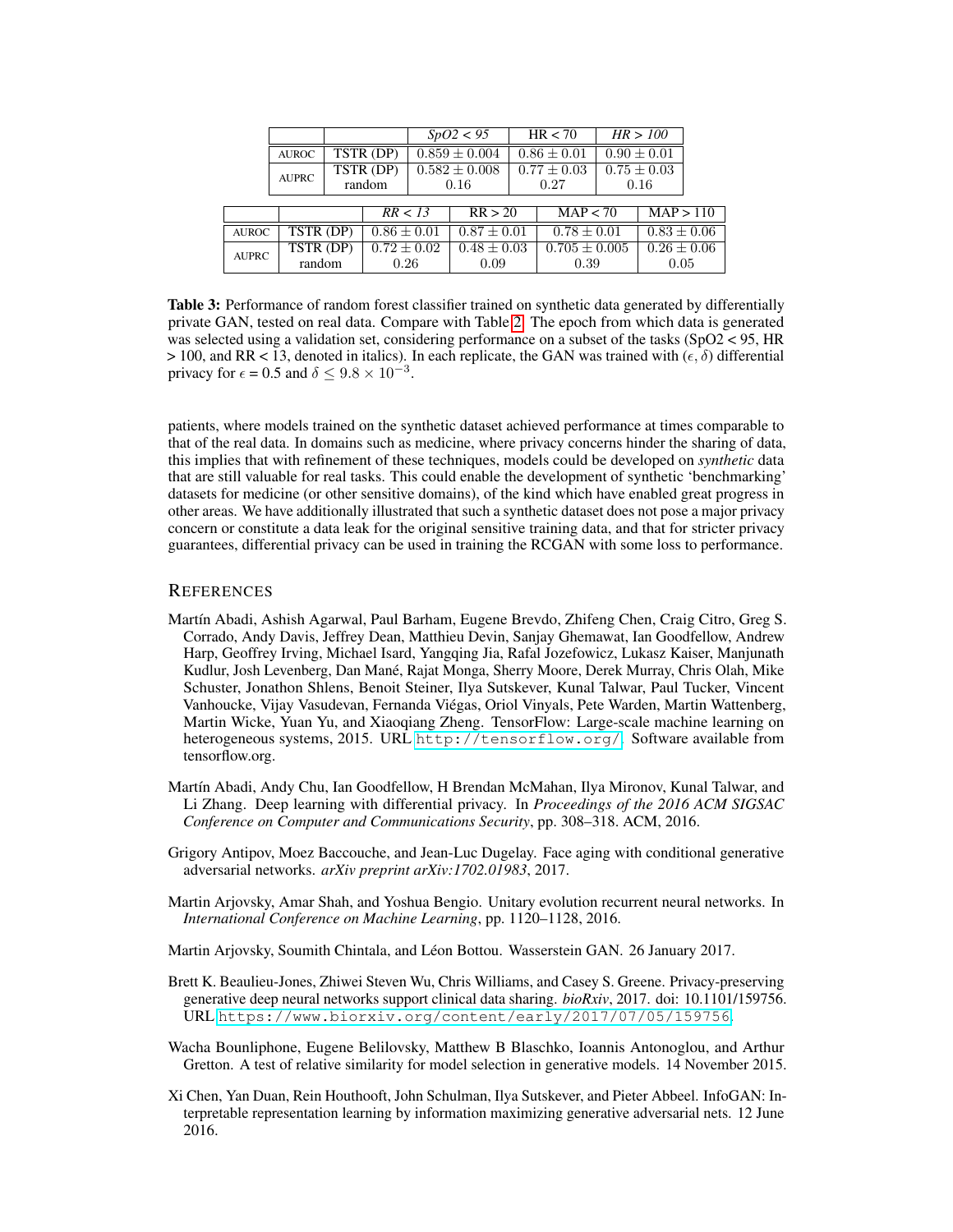| | | *SpO2 < 95* | HR < 70 | *HR > 100* |
|---|---|---|---|---|
| AUROC | TSTR (DP) | $0.859 \pm 0.004$ | $0.86 \pm 0.01$ | $0.90 \pm 0.01$ |
| AUPRC | TSTR (DP) | $0.582 \pm 0.008$ | $0.77 \pm 0.03$ | $0.75 \pm 0.03$ |
| | random | 0.16 | 0.27 | 0.16 |

| | | *RR < 13* | RR > 20 | MAP < 70 | MAP > 110 |
|---|---|---|---|---|---|
| AUROC | TSTR (DP) | $0.86 \pm 0.01$ | $0.87 \pm 0.01$ | $0.78 \pm 0.01$ | $0.83 \pm 0.06$ |
| AUPRC | TSTR (DP) | $0.72 \pm 0.02$ | $0.48 \pm 0.03$ | $0.705 \pm 0.005$ | $0.26 \pm 0.06$ |
| | random | 0.26 | 0.09 | 0.39 | 0.05 |

**Table 3:** Performance of random forest classifier trained on synthetic data generated by differentially private GAN, tested on real data. Compare with Table 2. The epoch from which data is generated was selected using a validation set, considering performance on a subset of the tasks (SpO2 < 95, HR > 100, and RR < 13, denoted in italics). In each replicate, the GAN was trained with ($\epsilon$, $\delta$) differential privacy for $\epsilon = 0.5$ and $\delta \leq 9.8 \times 10^{-3}$.

patients, where models trained on the synthetic dataset achieved performance at times comparable to that of the real data. In domains such as medicine, where privacy concerns hinder the sharing of data, this implies that with refinement of these techniques, models could be developed on *synthetic* data that are still valuable for real tasks. This could enable the development of synthetic 'benchmarking' datasets for medicine (or other sensitive domains), of the kind which have enabled great progress in other areas. We have additionally illustrated that such a synthetic dataset does not pose a major privacy concern or constitute a data leak for the original sensitive training data, and that for stricter privacy guarantees, differential privacy can be used in training the RCGAN with some loss to performance.

## References

Martín Abadi, Ashish Agarwal, Paul Barham, Eugene Brevdo, Zhifeng Chen, Craig Citro, Greg S. Corrado, Andy Davis, Jeffrey Dean, Matthieu Devin, Sanjay Ghemawat, Ian Goodfellow, Andrew Harp, Geoffrey Irving, Michael Isard, Yangqing Jia, Rafal Jozefowicz, Lukasz Kaiser, Manjunath Kudlur, Josh Levenberg, Dan Mané, Rajat Monga, Sherry Moore, Derek Murray, Chris Olah, Mike Schuster, Jonathon Shlens, Benoit Steiner, Ilya Sutskever, Kunal Talwar, Paul Tucker, Vincent Vanhoucke, Vijay Vasudevan, Fernanda Viégas, Oriol Vinyals, Pete Warden, Martin Wattenberg, Martin Wicke, Yuan Yu, and Xiaoqiang Zheng. TensorFlow: Large-scale machine learning on heterogeneous systems, 2015. URL http://tensorflow.org/. Software available from tensorflow.org.

Martín Abadi, Andy Chu, Ian Goodfellow, H Brendan McMahan, Ilya Mironov, Kunal Talwar, and Li Zhang. Deep learning with differential privacy. In *Proceedings of the 2016 ACM SIGSAC Conference on Computer and Communications Security*, pp. 308–318. ACM, 2016.

Grigory Antipov, Moez Baccouche, and Jean-Luc Dugelay. Face aging with conditional generative adversarial networks. *arXiv preprint arXiv:1702.01983*, 2017.

Martin Arjovsky, Amar Shah, and Yoshua Bengio. Unitary evolution recurrent neural networks. In *International Conference on Machine Learning*, pp. 1120–1128, 2016.

Martin Arjovsky, Soumith Chintala, and Léon Bottou. Wasserstein GAN. 26 January 2017.

Brett K. Beaulieu-Jones, Zhiwei Steven Wu, Chris Williams, and Casey S. Greene. Privacy-preserving generative deep neural networks support clinical data sharing. *bioRxiv*, 2017. doi: 10.1101/159756. URL https://www.biorxiv.org/content/early/2017/07/05/159756.

Wacha Bounliphone, Eugene Belilovsky, Matthew B Blaschko, Ioannis Antonoglou, and Arthur Gretton. A test of relative similarity for model selection in generative models. 14 November 2015.

Xi Chen, Yan Duan, Rein Houthooft, John Schulman, Ilya Sutskever, and Pieter Abbeel. InfoGAN: Interpretable representation learning by information maximizing generative adversarial nets. 12 June 2016.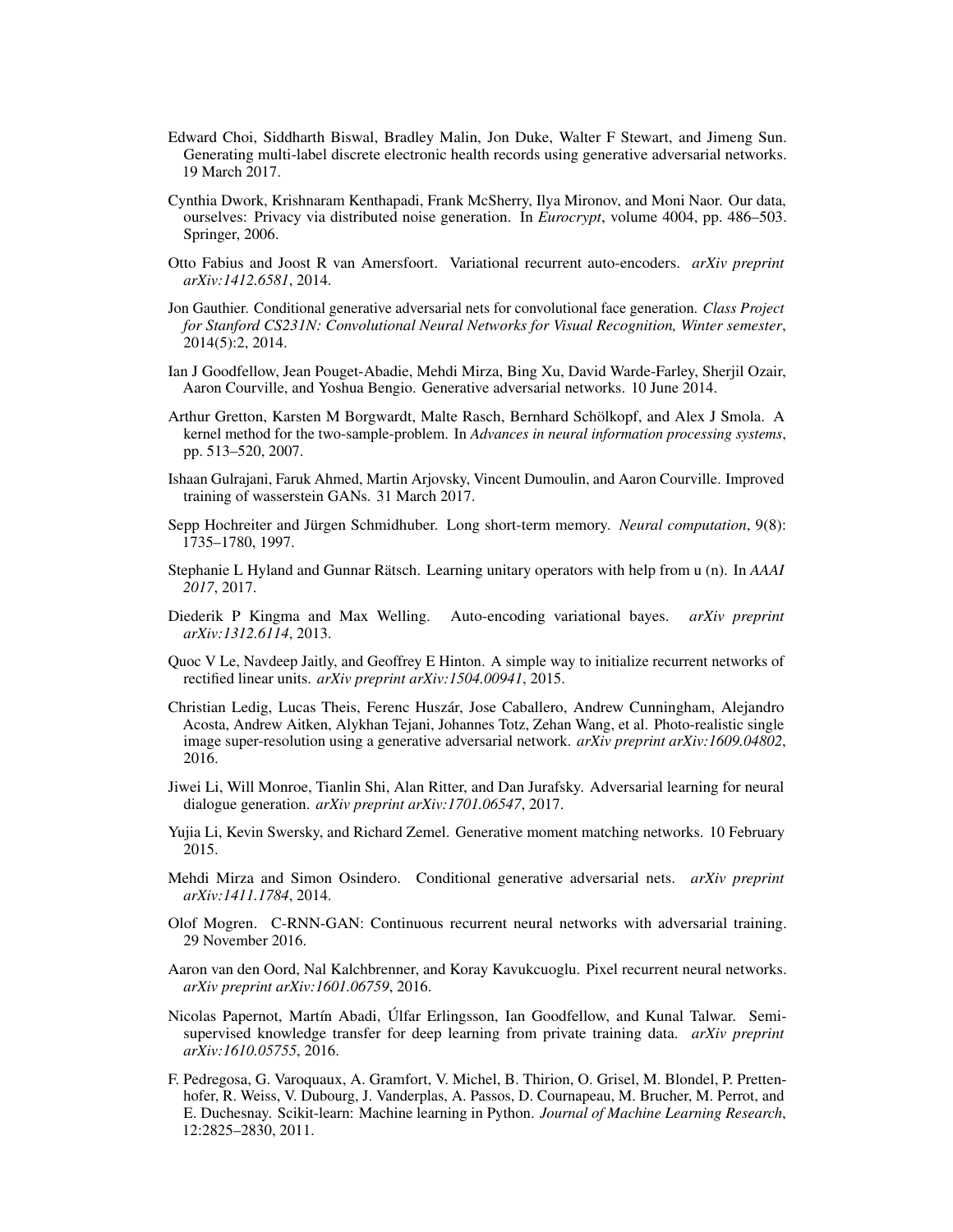Edward Choi, Siddharth Biswal, Bradley Malin, Jon Duke, Walter F Stewart, and Jimeng Sun. Generating multi-label discrete electronic health records using generative adversarial networks. 19 March 2017.

Cynthia Dwork, Krishnaram Kenthapadi, Frank McSherry, Ilya Mironov, and Moni Naor. Our data, ourselves: Privacy via distributed noise generation. In *Eurocrypt*, volume 4004, pp. 486–503. Springer, 2006.

Otto Fabius and Joost R van Amersfoort. Variational recurrent auto-encoders. *arXiv preprint arXiv:1412.6581*, 2014.

Jon Gauthier. Conditional generative adversarial nets for convolutional face generation. *Class Project for Stanford CS231N: Convolutional Neural Networks for Visual Recognition, Winter semester*, 2014(5):2, 2014.

Ian J Goodfellow, Jean Pouget-Abadie, Mehdi Mirza, Bing Xu, David Warde-Farley, Sherjil Ozair, Aaron Courville, and Yoshua Bengio. Generative adversarial networks. 10 June 2014.

Arthur Gretton, Karsten M Borgwardt, Malte Rasch, Bernhard Schölkopf, and Alex J Smola. A kernel method for the two-sample-problem. In *Advances in neural information processing systems*, pp. 513–520, 2007.

Ishaan Gulrajani, Faruk Ahmed, Martin Arjovsky, Vincent Dumoulin, and Aaron Courville. Improved training of wasserstein GANs. 31 March 2017.

Sepp Hochreiter and Jürgen Schmidhuber. Long short-term memory. *Neural computation*, 9(8): 1735–1780, 1997.

Stephanie L Hyland and Gunnar Rätsch. Learning unitary operators with help from u (n). In *AAAI 2017*, 2017.

Diederik P Kingma and Max Welling. Auto-encoding variational bayes. *arXiv preprint arXiv:1312.6114*, 2013.

Quoc V Le, Navdeep Jaitly, and Geoffrey E Hinton. A simple way to initialize recurrent networks of rectified linear units. *arXiv preprint arXiv:1504.00941*, 2015.

Christian Ledig, Lucas Theis, Ferenc Huszár, Jose Caballero, Andrew Cunningham, Alejandro Acosta, Andrew Aitken, Alykhan Tejani, Johannes Totz, Zehan Wang, et al. Photo-realistic single image super-resolution using a generative adversarial network. *arXiv preprint arXiv:1609.04802*, 2016.

Jiwei Li, Will Monroe, Tianlin Shi, Alan Ritter, and Dan Jurafsky. Adversarial learning for neural dialogue generation. *arXiv preprint arXiv:1701.06547*, 2017.

Yujia Li, Kevin Swersky, and Richard Zemel. Generative moment matching networks. 10 February 2015.

Mehdi Mirza and Simon Osindero. Conditional generative adversarial nets. *arXiv preprint arXiv:1411.1784*, 2014.

Olof Mogren. C-RNN-GAN: Continuous recurrent neural networks with adversarial training. 29 November 2016.

Aaron van den Oord, Nal Kalchbrenner, and Koray Kavukcuoglu. Pixel recurrent neural networks. *arXiv preprint arXiv:1601.06759*, 2016.

Nicolas Papernot, Martín Abadi, Úlfar Erlingsson, Ian Goodfellow, and Kunal Talwar. Semi-supervised knowledge transfer for deep learning from private training data. *arXiv preprint arXiv:1610.05755*, 2016.

F. Pedregosa, G. Varoquaux, A. Gramfort, V. Michel, B. Thirion, O. Grisel, M. Blondel, P. Prettenhofer, R. Weiss, V. Dubourg, J. Vanderplas, A. Passos, D. Cournapeau, M. Brucher, M. Perrot, and E. Duchesnay. Scikit-learn: Machine learning in Python. *Journal of Machine Learning Research*, 12:2825–2830, 2011.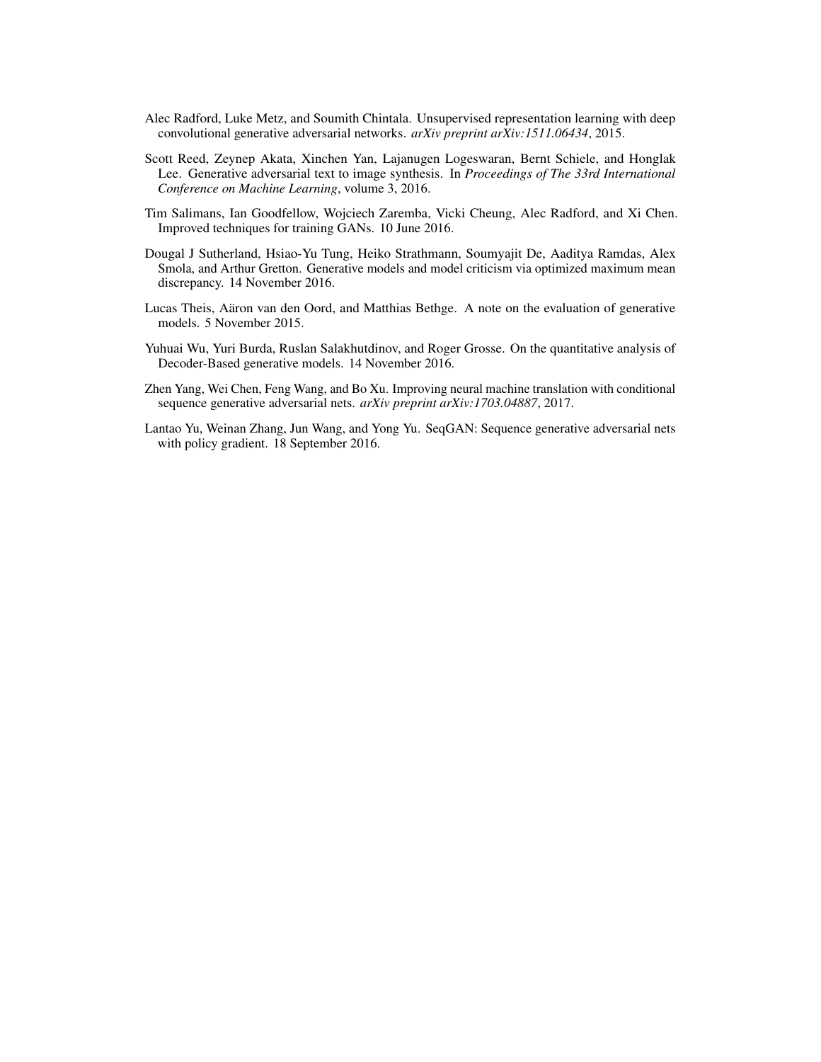Alec Radford, Luke Metz, and Soumith Chintala. Unsupervised representation learning with deep convolutional generative adversarial networks. *arXiv preprint arXiv:1511.06434*, 2015.

Scott Reed, Zeynep Akata, Xinchen Yan, Lajanugen Logeswaran, Bernt Schiele, and Honglak Lee. Generative adversarial text to image synthesis. In *Proceedings of The 33rd International Conference on Machine Learning*, volume 3, 2016.

Tim Salimans, Ian Goodfellow, Wojciech Zaremba, Vicki Cheung, Alec Radford, and Xi Chen. Improved techniques for training GANs. 10 June 2016.

Dougal J Sutherland, Hsiao-Yu Tung, Heiko Strathmann, Soumyajit De, Aaditya Ramdas, Alex Smola, and Arthur Gretton. Generative models and model criticism via optimized maximum mean discrepancy. 14 November 2016.

Lucas Theis, Aäron van den Oord, and Matthias Bethge. A note on the evaluation of generative models. 5 November 2015.

Yuhuai Wu, Yuri Burda, Ruslan Salakhutdinov, and Roger Grosse. On the quantitative analysis of Decoder-Based generative models. 14 November 2016.

Zhen Yang, Wei Chen, Feng Wang, and Bo Xu. Improving neural machine translation with conditional sequence generative adversarial nets. *arXiv preprint arXiv:1703.04887*, 2017.

Lantao Yu, Weinan Zhang, Jun Wang, and Yong Yu. SeqGAN: Sequence generative adversarial nets with policy gradient. 18 September 2016.